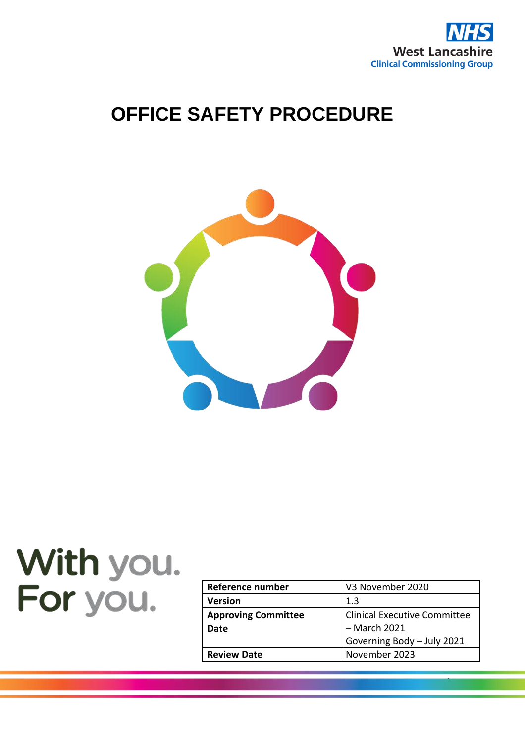NHS
West Lancashire
Clinical Commissioning Group

# OFFICE SAFETY PROCEDURE

With you.
For you.

| Reference number | V3 November 2020 |
|---|---|
| Version | 1.3 |
| Approving Committee Date | Clinical Executive Committee – March 2021<br>Governing Body – July 2021 |
| Review Date | November 2023 |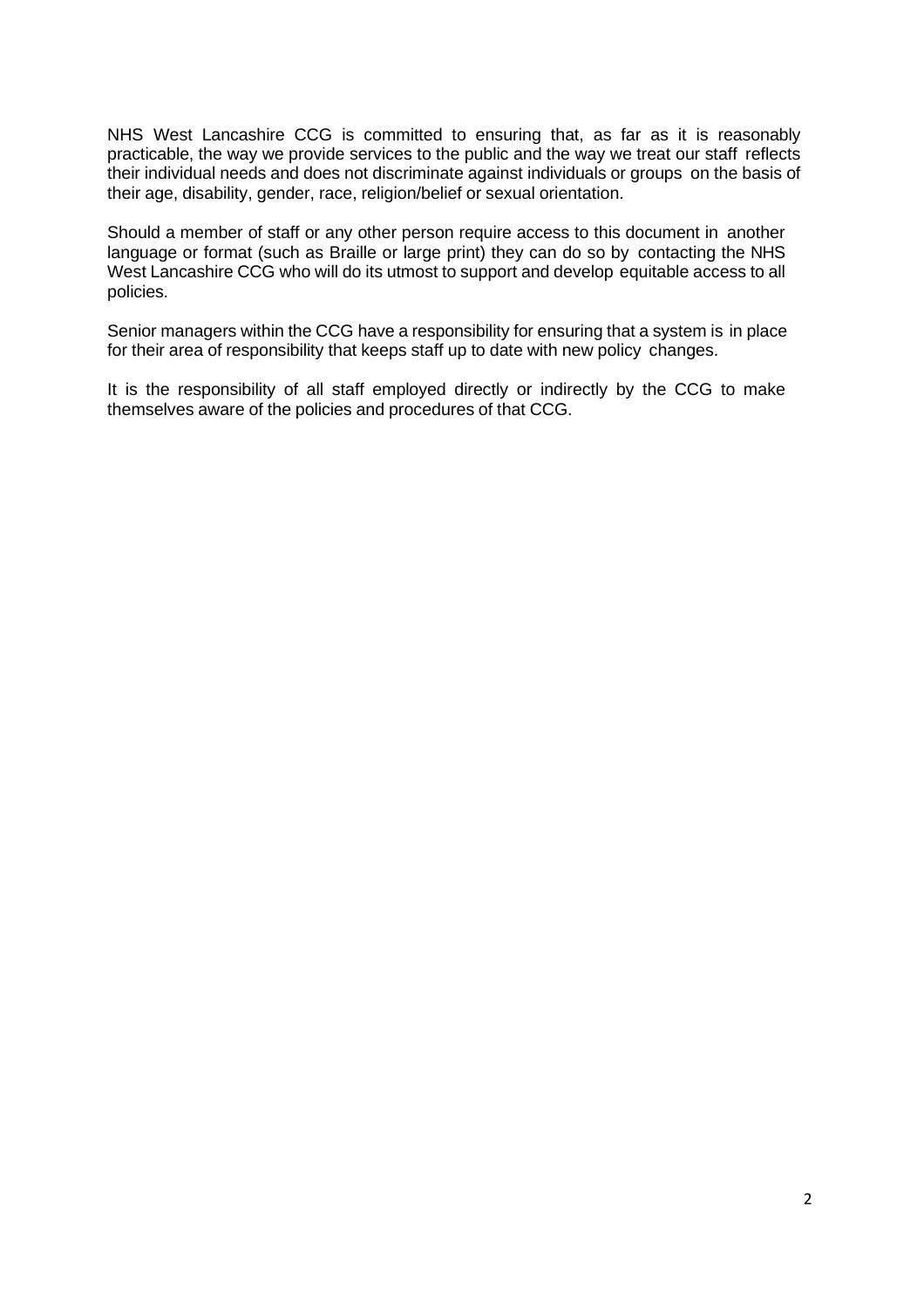NHS West Lancashire CCG is committed to ensuring that, as far as it is reasonably practicable, the way we provide services to the public and the way we treat our staff reflects their individual needs and does not discriminate against individuals or groups on the basis of their age, disability, gender, race, religion/belief or sexual orientation.

Should a member of staff or any other person require access to this document in another language or format (such as Braille or large print) they can do so by contacting the NHS West Lancashire CCG who will do its utmost to support and develop equitable access to all policies.

Senior managers within the CCG have a responsibility for ensuring that a system is in place for their area of responsibility that keeps staff up to date with new policy changes.

It is the responsibility of all staff employed directly or indirectly by the CCG to make themselves aware of the policies and procedures of that CCG.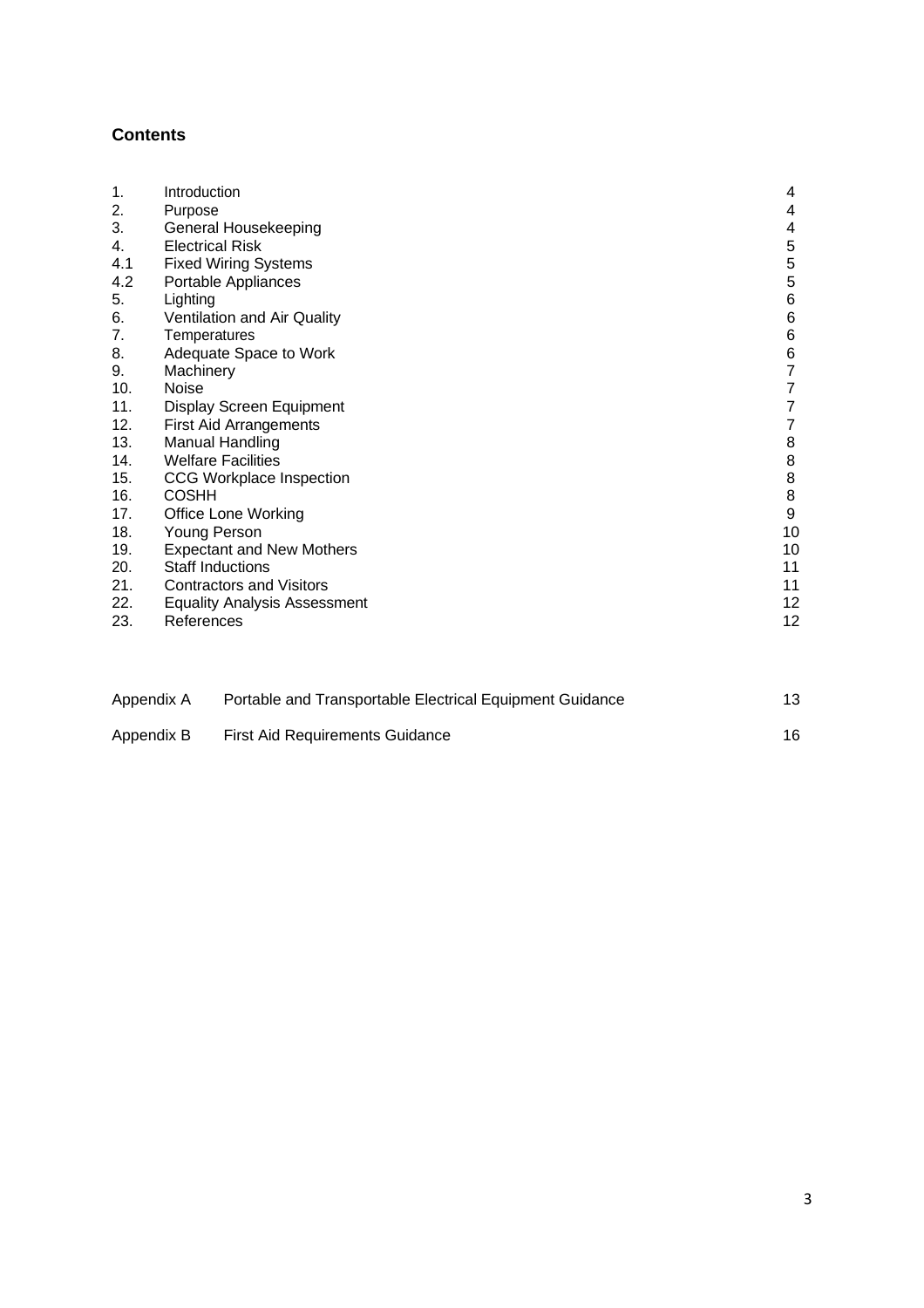## Contents

| | | |
|---|---|---|
| 1. | Introduction | 4 |
| 2. | Purpose | 4 |
| 3. | General Housekeeping | 4 |
| 4. | Electrical Risk | 5 |
| 4.1 | Fixed Wiring Systems | 5 |
| 4.2 | Portable Appliances | 5 |
| 5. | Lighting | 6 |
| 6. | Ventilation and Air Quality | 6 |
| 7. | Temperatures | 6 |
| 8. | Adequate Space to Work | 6 |
| 9. | Machinery | 7 |
| 10. | Noise | 7 |
| 11. | Display Screen Equipment | 7 |
| 12. | First Aid Arrangements | 7 |
| 13. | Manual Handling | 8 |
| 14. | Welfare Facilities | 8 |
| 15. | CCG Workplace Inspection | 8 |
| 16. | COSHH | 8 |
| 17. | Office Lone Working | 9 |
| 18. | Young Person | 10 |
| 19. | Expectant and New Mothers | 10 |
| 20. | Staff Inductions | 11 |
| 21. | Contractors and Visitors | 11 |
| 22. | Equality Analysis Assessment | 12 |
| 23. | References | 12 |

| | | |
|---|---|---|
| Appendix A | Portable and Transportable Electrical Equipment Guidance | 13 |
| Appendix B | First Aid Requirements Guidance | 16 |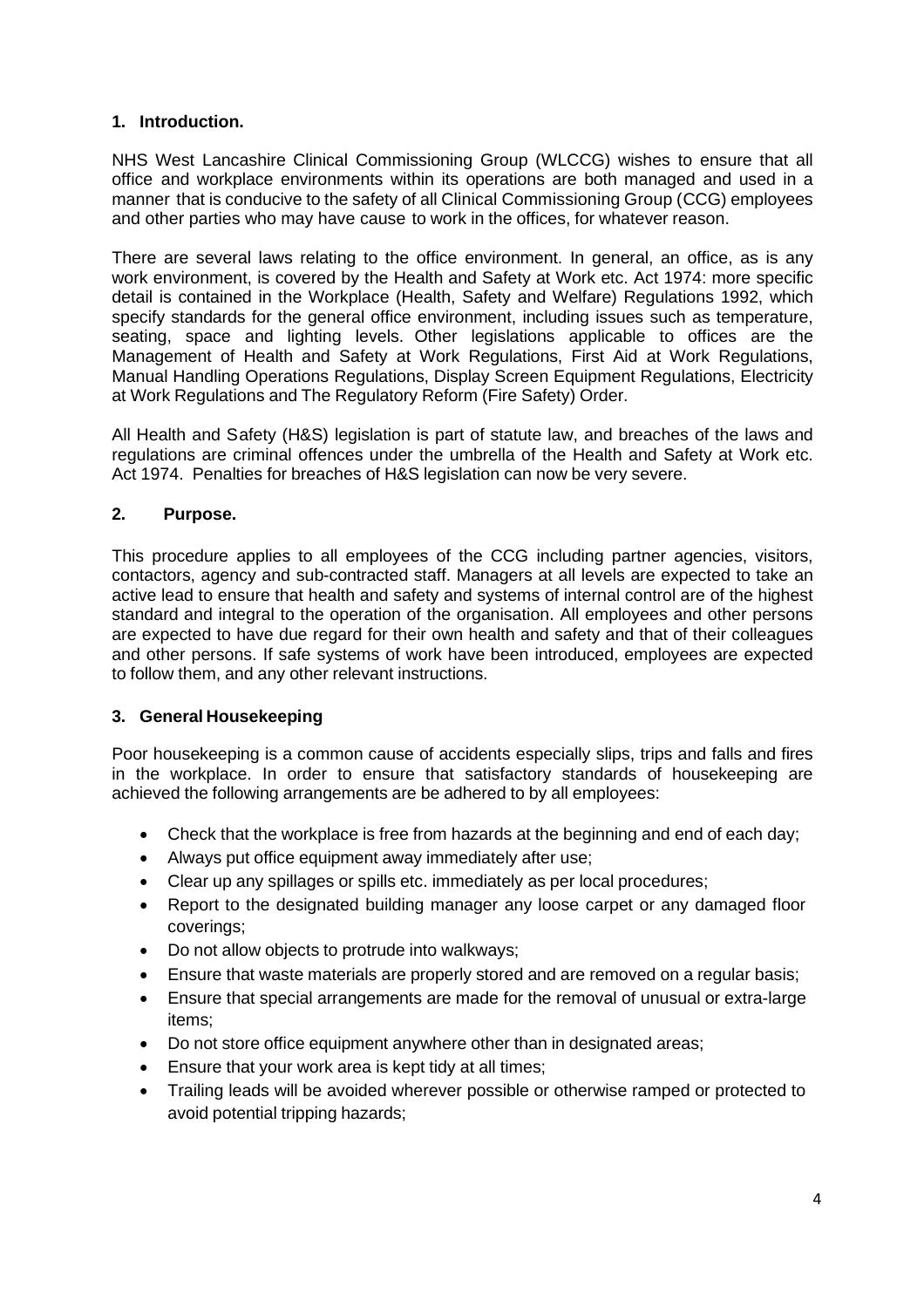## 1. Introduction.

NHS West Lancashire Clinical Commissioning Group (WLCCG) wishes to ensure that all office and workplace environments within its operations are both managed and used in a manner that is conducive to the safety of all Clinical Commissioning Group (CCG) employees and other parties who may have cause to work in the offices, for whatever reason.

There are several laws relating to the office environment. In general, an office, as is any work environment, is covered by the Health and Safety at Work etc. Act 1974: more specific detail is contained in the Workplace (Health, Safety and Welfare) Regulations 1992, which specify standards for the general office environment, including issues such as temperature, seating, space and lighting levels. Other legislations applicable to offices are the Management of Health and Safety at Work Regulations, First Aid at Work Regulations, Manual Handling Operations Regulations, Display Screen Equipment Regulations, Electricity at Work Regulations and The Regulatory Reform (Fire Safety) Order.

All Health and Safety (H&S) legislation is part of statute law, and breaches of the laws and regulations are criminal offences under the umbrella of the Health and Safety at Work etc. Act 1974. Penalties for breaches of H&S legislation can now be very severe.

## 2. Purpose.

This procedure applies to all employees of the CCG including partner agencies, visitors, contactors, agency and sub-contracted staff. Managers at all levels are expected to take an active lead to ensure that health and safety and systems of internal control are of the highest standard and integral to the operation of the organisation. All employees and other persons are expected to have due regard for their own health and safety and that of their colleagues and other persons. If safe systems of work have been introduced, employees are expected to follow them, and any other relevant instructions.

## 3. General Housekeeping

Poor housekeeping is a common cause of accidents especially slips, trips and falls and fires in the workplace. In order to ensure that satisfactory standards of housekeeping are achieved the following arrangements are be adhered to by all employees:

- Check that the workplace is free from hazards at the beginning and end of each day;
- Always put office equipment away immediately after use;
- Clear up any spillages or spills etc. immediately as per local procedures;
- Report to the designated building manager any loose carpet or any damaged floor coverings;
- Do not allow objects to protrude into walkways;
- Ensure that waste materials are properly stored and are removed on a regular basis;
- Ensure that special arrangements are made for the removal of unusual or extra-large items;
- Do not store office equipment anywhere other than in designated areas;
- Ensure that your work area is kept tidy at all times;
- Trailing leads will be avoided wherever possible or otherwise ramped or protected to avoid potential tripping hazards;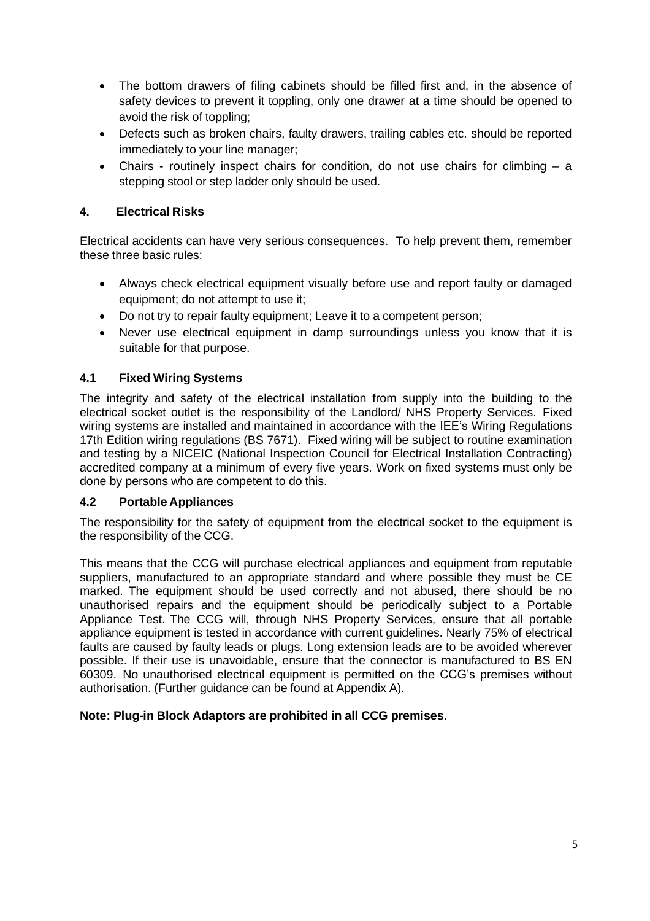- The bottom drawers of filing cabinets should be filled first and, in the absence of safety devices to prevent it toppling, only one drawer at a time should be opened to avoid the risk of toppling;
- Defects such as broken chairs, faulty drawers, trailing cables etc. should be reported immediately to your line manager;
- Chairs - routinely inspect chairs for condition, do not use chairs for climbing – a stepping stool or step ladder only should be used.

## 4. Electrical Risks

Electrical accidents can have very serious consequences. To help prevent them, remember these three basic rules:

- Always check electrical equipment visually before use and report faulty or damaged equipment; do not attempt to use it;
- Do not try to repair faulty equipment; Leave it to a competent person;
- Never use electrical equipment in damp surroundings unless you know that it is suitable for that purpose.

### 4.1 Fixed Wiring Systems

The integrity and safety of the electrical installation from supply into the building to the electrical socket outlet is the responsibility of the Landlord/ NHS Property Services. Fixed wiring systems are installed and maintained in accordance with the IEE's Wiring Regulations 17th Edition wiring regulations (BS 7671). Fixed wiring will be subject to routine examination and testing by a NICEIC (National Inspection Council for Electrical Installation Contracting) accredited company at a minimum of every five years. Work on fixed systems must only be done by persons who are competent to do this.

### 4.2 Portable Appliances

The responsibility for the safety of equipment from the electrical socket to the equipment is the responsibility of the CCG.

This means that the CCG will purchase electrical appliances and equipment from reputable suppliers, manufactured to an appropriate standard and where possible they must be CE marked. The equipment should be used correctly and not abused, there should be no unauthorised repairs and the equipment should be periodically subject to a Portable Appliance Test. The CCG will, through NHS Property Services, ensure that all portable appliance equipment is tested in accordance with current guidelines. Nearly 75% of electrical faults are caused by faulty leads or plugs. Long extension leads are to be avoided wherever possible. If their use is unavoidable, ensure that the connector is manufactured to BS EN 60309. No unauthorised electrical equipment is permitted on the CCG's premises without authorisation. (Further guidance can be found at Appendix A).

**Note: Plug-in Block Adaptors are prohibited in all CCG premises.**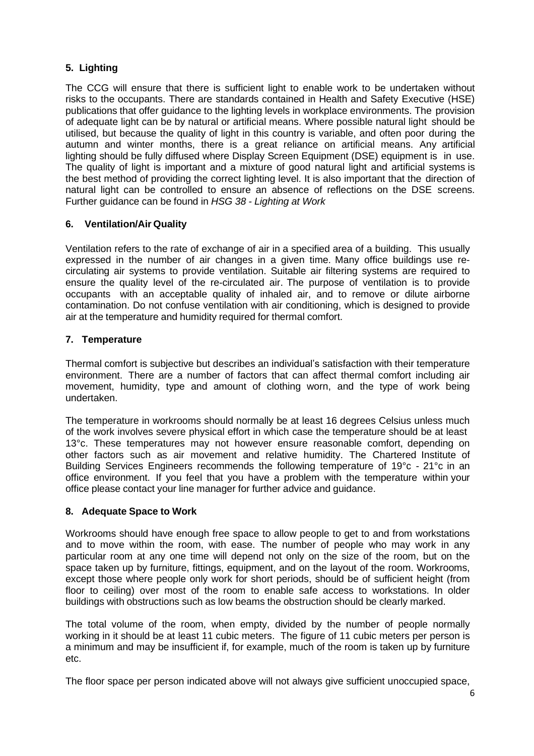## 5. Lighting

The CCG will ensure that there is sufficient light to enable work to be undertaken without risks to the occupants. There are standards contained in Health and Safety Executive (HSE) publications that offer guidance to the lighting levels in workplace environments. The provision of adequate light can be by natural or artificial means. Where possible natural light should be utilised, but because the quality of light in this country is variable, and often poor during the autumn and winter months, there is a great reliance on artificial means. Any artificial lighting should be fully diffused where Display Screen Equipment (DSE) equipment is in use. The quality of light is important and a mixture of good natural light and artificial systems is the best method of providing the correct lighting level. It is also important that the direction of natural light can be controlled to ensure an absence of reflections on the DSE screens. Further guidance can be found in *HSG 38 - Lighting at Work*

## 6. Ventilation/Air Quality

Ventilation refers to the rate of exchange of air in a specified area of a building. This usually expressed in the number of air changes in a given time. Many office buildings use re-circulating air systems to provide ventilation. Suitable air filtering systems are required to ensure the quality level of the re-circulated air. The purpose of ventilation is to provide occupants with an acceptable quality of inhaled air, and to remove or dilute airborne contamination. Do not confuse ventilation with air conditioning, which is designed to provide air at the temperature and humidity required for thermal comfort.

## 7. Temperature

Thermal comfort is subjective but describes an individual's satisfaction with their temperature environment. There are a number of factors that can affect thermal comfort including air movement, humidity, type and amount of clothing worn, and the type of work being undertaken.

The temperature in workrooms should normally be at least 16 degrees Celsius unless much of the work involves severe physical effort in which case the temperature should be at least 13°c. These temperatures may not however ensure reasonable comfort, depending on other factors such as air movement and relative humidity. The Chartered Institute of Building Services Engineers recommends the following temperature of 19°c - 21°c in an office environment. If you feel that you have a problem with the temperature within your office please contact your line manager for further advice and guidance.

## 8. Adequate Space to Work

Workrooms should have enough free space to allow people to get to and from workstations and to move within the room, with ease. The number of people who may work in any particular room at any one time will depend not only on the size of the room, but on the space taken up by furniture, fittings, equipment, and on the layout of the room. Workrooms, except those where people only work for short periods, should be of sufficient height (from floor to ceiling) over most of the room to enable safe access to workstations. In older buildings with obstructions such as low beams the obstruction should be clearly marked.

The total volume of the room, when empty, divided by the number of people normally working in it should be at least 11 cubic meters. The figure of 11 cubic meters per person is a minimum and may be insufficient if, for example, much of the room is taken up by furniture etc.

The floor space per person indicated above will not always give sufficient unoccupied space,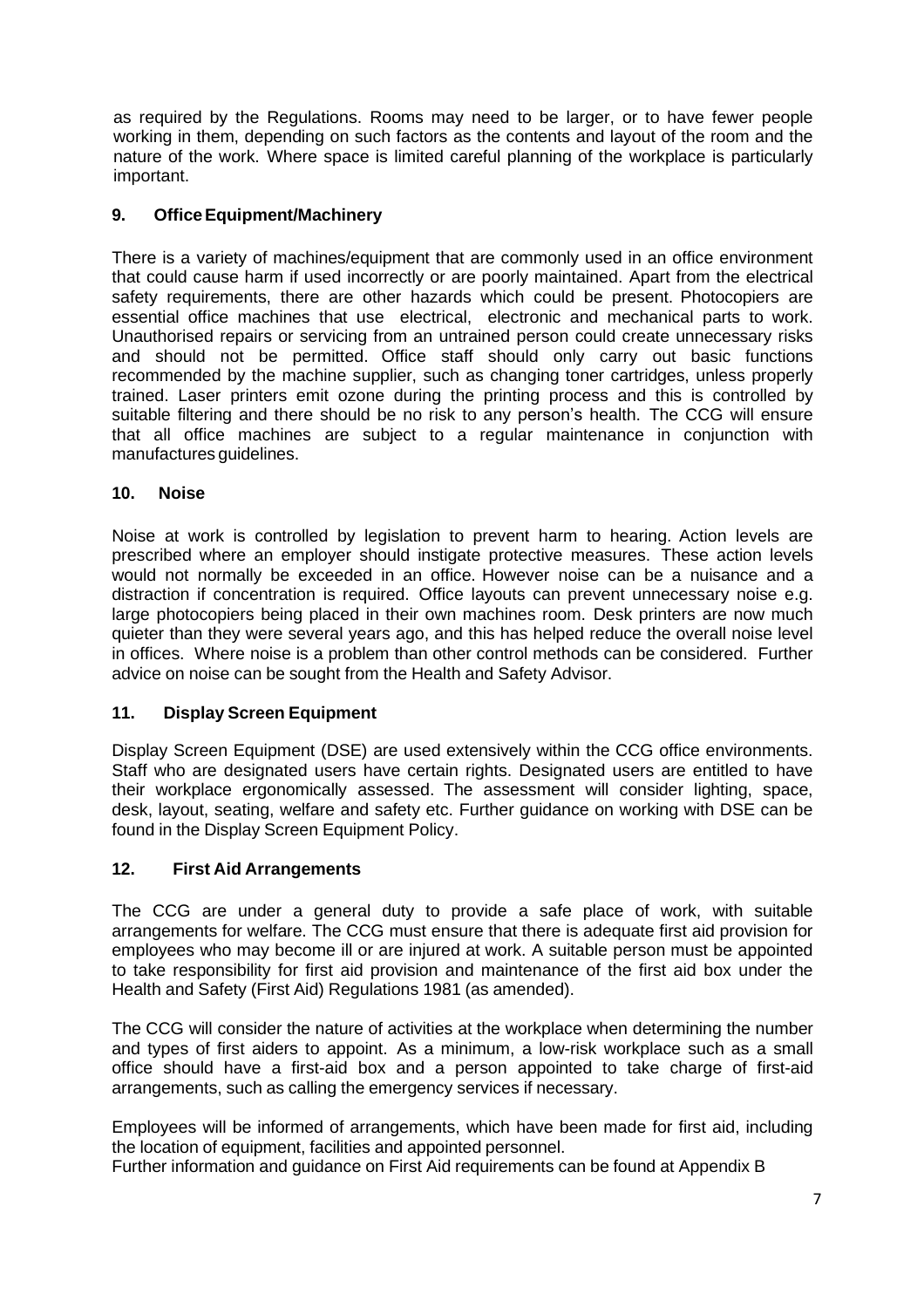as required by the Regulations. Rooms may need to be larger, or to have fewer people working in them, depending on such factors as the contents and layout of the room and the nature of the work. Where space is limited careful planning of the workplace is particularly important.

## 9. Office Equipment/Machinery

There is a variety of machines/equipment that are commonly used in an office environment that could cause harm if used incorrectly or are poorly maintained. Apart from the electrical safety requirements, there are other hazards which could be present. Photocopiers are essential office machines that use electrical, electronic and mechanical parts to work. Unauthorised repairs or servicing from an untrained person could create unnecessary risks and should not be permitted. Office staff should only carry out basic functions recommended by the machine supplier, such as changing toner cartridges, unless properly trained. Laser printers emit ozone during the printing process and this is controlled by suitable filtering and there should be no risk to any person's health. The CCG will ensure that all office machines are subject to a regular maintenance in conjunction with manufactures guidelines.

## 10. Noise

Noise at work is controlled by legislation to prevent harm to hearing. Action levels are prescribed where an employer should instigate protective measures. These action levels would not normally be exceeded in an office. However noise can be a nuisance and a distraction if concentration is required. Office layouts can prevent unnecessary noise e.g. large photocopiers being placed in their own machines room. Desk printers are now much quieter than they were several years ago, and this has helped reduce the overall noise level in offices. Where noise is a problem than other control methods can be considered. Further advice on noise can be sought from the Health and Safety Advisor.

## 11. Display Screen Equipment

Display Screen Equipment (DSE) are used extensively within the CCG office environments. Staff who are designated users have certain rights. Designated users are entitled to have their workplace ergonomically assessed. The assessment will consider lighting, space, desk, layout, seating, welfare and safety etc. Further guidance on working with DSE can be found in the Display Screen Equipment Policy.

## 12. First Aid Arrangements

The CCG are under a general duty to provide a safe place of work, with suitable arrangements for welfare. The CCG must ensure that there is adequate first aid provision for employees who may become ill or are injured at work. A suitable person must be appointed to take responsibility for first aid provision and maintenance of the first aid box under the Health and Safety (First Aid) Regulations 1981 (as amended).

The CCG will consider the nature of activities at the workplace when determining the number and types of first aiders to appoint. As a minimum, a low-risk workplace such as a small office should have a first-aid box and a person appointed to take charge of first-aid arrangements, such as calling the emergency services if necessary.

Employees will be informed of arrangements, which have been made for first aid, including the location of equipment, facilities and appointed personnel.
Further information and guidance on First Aid requirements can be found at Appendix B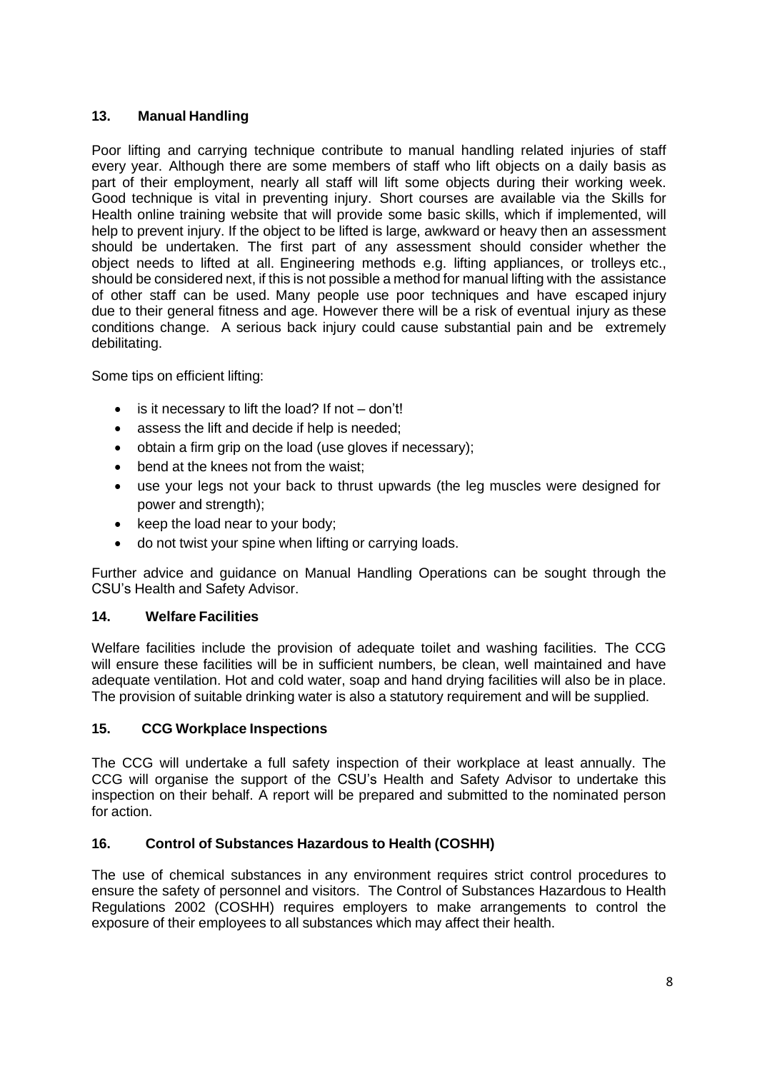## 13. Manual Handling

Poor lifting and carrying technique contribute to manual handling related injuries of staff every year. Although there are some members of staff who lift objects on a daily basis as part of their employment, nearly all staff will lift some objects during their working week. Good technique is vital in preventing injury. Short courses are available via the Skills for Health online training website that will provide some basic skills, which if implemented, will help to prevent injury. If the object to be lifted is large, awkward or heavy then an assessment should be undertaken. The first part of any assessment should consider whether the object needs to lifted at all. Engineering methods e.g. lifting appliances, or trolleys etc., should be considered next, if this is not possible a method for manual lifting with the assistance of other staff can be used. Many people use poor techniques and have escaped injury due to their general fitness and age. However there will be a risk of eventual injury as these conditions change. A serious back injury could cause substantial pain and be extremely debilitating.

Some tips on efficient lifting:

- is it necessary to lift the load? If not – don't!
- assess the lift and decide if help is needed;
- obtain a firm grip on the load (use gloves if necessary);
- bend at the knees not from the waist;
- use your legs not your back to thrust upwards (the leg muscles were designed for power and strength);
- keep the load near to your body;
- do not twist your spine when lifting or carrying loads.

Further advice and guidance on Manual Handling Operations can be sought through the CSU's Health and Safety Advisor.

## 14. Welfare Facilities

Welfare facilities include the provision of adequate toilet and washing facilities. The CCG will ensure these facilities will be in sufficient numbers, be clean, well maintained and have adequate ventilation. Hot and cold water, soap and hand drying facilities will also be in place. The provision of suitable drinking water is also a statutory requirement and will be supplied.

## 15. CCG Workplace Inspections

The CCG will undertake a full safety inspection of their workplace at least annually. The CCG will organise the support of the CSU's Health and Safety Advisor to undertake this inspection on their behalf. A report will be prepared and submitted to the nominated person for action.

## 16. Control of Substances Hazardous to Health (COSHH)

The use of chemical substances in any environment requires strict control procedures to ensure the safety of personnel and visitors. The Control of Substances Hazardous to Health Regulations 2002 (COSHH) requires employers to make arrangements to control the exposure of their employees to all substances which may affect their health.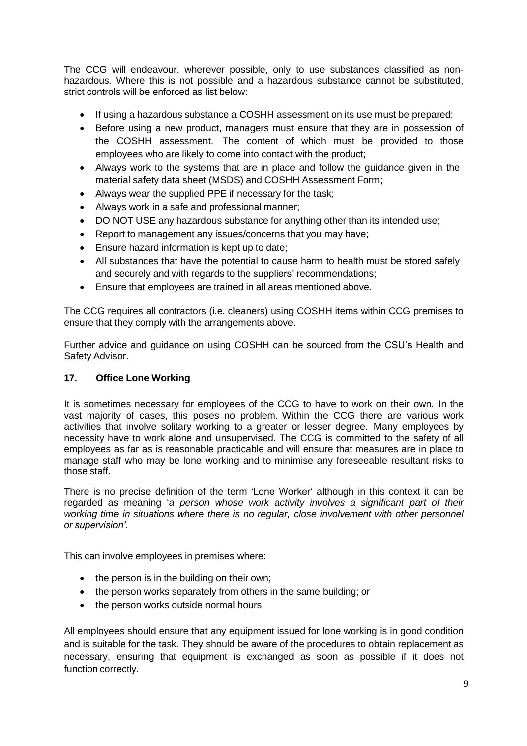The CCG will endeavour, wherever possible, only to use substances classified as non-hazardous. Where this is not possible and a hazardous substance cannot be substituted, strict controls will be enforced as list below:

- If using a hazardous substance a COSHH assessment on its use must be prepared;
- Before using a new product, managers must ensure that they are in possession of the COSHH assessment. The content of which must be provided to those employees who are likely to come into contact with the product;
- Always work to the systems that are in place and follow the guidance given in the material safety data sheet (MSDS) and COSHH Assessment Form;
- Always wear the supplied PPE if necessary for the task;
- Always work in a safe and professional manner;
- DO NOT USE any hazardous substance for anything other than its intended use;
- Report to management any issues/concerns that you may have;
- Ensure hazard information is kept up to date;
- All substances that have the potential to cause harm to health must be stored safely and securely and with regards to the suppliers' recommendations;
- Ensure that employees are trained in all areas mentioned above.

The CCG requires all contractors (i.e. cleaners) using COSHH items within CCG premises to ensure that they comply with the arrangements above.

Further advice and guidance on using COSHH can be sourced from the CSU's Health and Safety Advisor.

## 17. Office Lone Working

It is sometimes necessary for employees of the CCG to have to work on their own. In the vast majority of cases, this poses no problem. Within the CCG there are various work activities that involve solitary working to a greater or lesser degree. Many employees by necessity have to work alone and unsupervised. The CCG is committed to the safety of all employees as far as is reasonable practicable and will ensure that measures are in place to manage staff who may be lone working and to minimise any foreseeable resultant risks to those staff.

There is no precise definition of the term 'Lone Worker' although in this context it can be regarded as meaning '*a person whose work activity involves a significant part of their working time in situations where there is no regular, close involvement with other personnel or supervision'.*

This can involve employees in premises where:

- the person is in the building on their own;
- the person works separately from others in the same building; or
- the person works outside normal hours

All employees should ensure that any equipment issued for lone working is in good condition and is suitable for the task. They should be aware of the procedures to obtain replacement as necessary, ensuring that equipment is exchanged as soon as possible if it does not function correctly.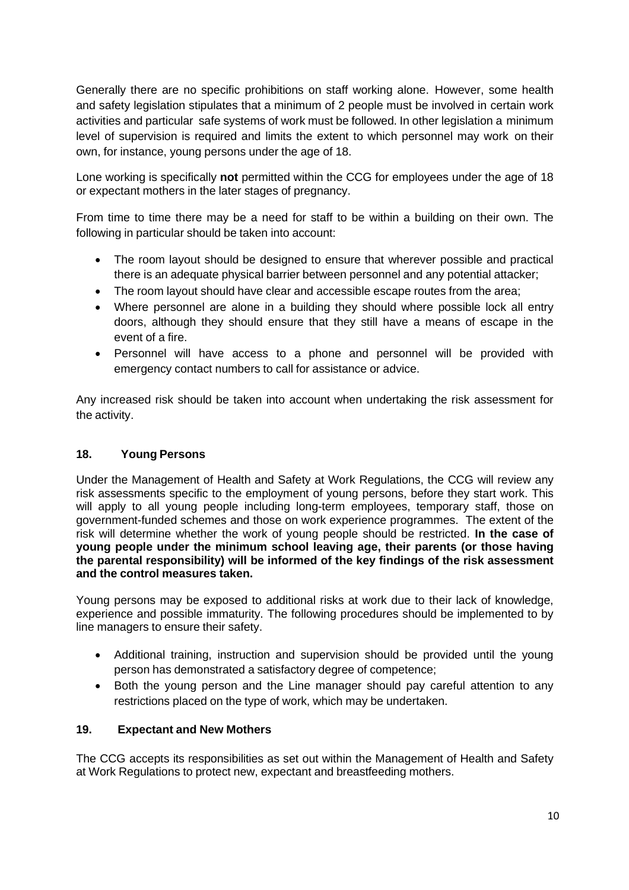Generally there are no specific prohibitions on staff working alone. However, some health and safety legislation stipulates that a minimum of 2 people must be involved in certain work activities and particular safe systems of work must be followed. In other legislation a minimum level of supervision is required and limits the extent to which personnel may work on their own, for instance, young persons under the age of 18.

Lone working is specifically **not** permitted within the CCG for employees under the age of 18 or expectant mothers in the later stages of pregnancy.

From time to time there may be a need for staff to be within a building on their own. The following in particular should be taken into account:

- The room layout should be designed to ensure that wherever possible and practical there is an adequate physical barrier between personnel and any potential attacker;
- The room layout should have clear and accessible escape routes from the area;
- Where personnel are alone in a building they should where possible lock all entry doors, although they should ensure that they still have a means of escape in the event of a fire.
- Personnel will have access to a phone and personnel will be provided with emergency contact numbers to call for assistance or advice.

Any increased risk should be taken into account when undertaking the risk assessment for the activity.

## 18. Young Persons

Under the Management of Health and Safety at Work Regulations, the CCG will review any risk assessments specific to the employment of young persons, before they start work. This will apply to all young people including long-term employees, temporary staff, those on government-funded schemes and those on work experience programmes. The extent of the risk will determine whether the work of young people should be restricted. **In the case of young people under the minimum school leaving age, their parents (or those having the parental responsibility) will be informed of the key findings of the risk assessment and the control measures taken.**

Young persons may be exposed to additional risks at work due to their lack of knowledge, experience and possible immaturity. The following procedures should be implemented to by line managers to ensure their safety.

- Additional training, instruction and supervision should be provided until the young person has demonstrated a satisfactory degree of competence;
- Both the young person and the Line manager should pay careful attention to any restrictions placed on the type of work, which may be undertaken.

## 19. Expectant and New Mothers

The CCG accepts its responsibilities as set out within the Management of Health and Safety at Work Regulations to protect new, expectant and breastfeeding mothers.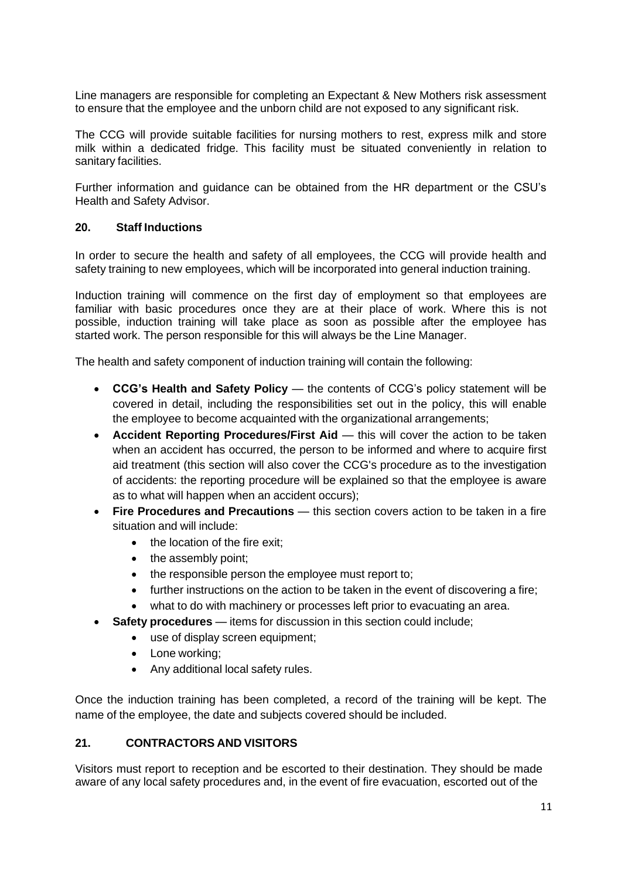Line managers are responsible for completing an Expectant & New Mothers risk assessment to ensure that the employee and the unborn child are not exposed to any significant risk.

The CCG will provide suitable facilities for nursing mothers to rest, express milk and store milk within a dedicated fridge. This facility must be situated conveniently in relation to sanitary facilities.

Further information and guidance can be obtained from the HR department or the CSU's Health and Safety Advisor.

## 20. Staff Inductions

In order to secure the health and safety of all employees, the CCG will provide health and safety training to new employees, which will be incorporated into general induction training.

Induction training will commence on the first day of employment so that employees are familiar with basic procedures once they are at their place of work. Where this is not possible, induction training will take place as soon as possible after the employee has started work. The person responsible for this will always be the Line Manager.

The health and safety component of induction training will contain the following:

- **CCG's Health and Safety Policy** — the contents of CCG's policy statement will be covered in detail, including the responsibilities set out in the policy, this will enable the employee to become acquainted with the organizational arrangements;
- **Accident Reporting Procedures/First Aid** — this will cover the action to be taken when an accident has occurred, the person to be informed and where to acquire first aid treatment (this section will also cover the CCG's procedure as to the investigation of accidents: the reporting procedure will be explained so that the employee is aware as to what will happen when an accident occurs);
- **Fire Procedures and Precautions** — this section covers action to be taken in a fire situation and will include:
  - the location of the fire exit;
  - the assembly point;
  - the responsible person the employee must report to;
  - further instructions on the action to be taken in the event of discovering a fire;
  - what to do with machinery or processes left prior to evacuating an area.
- **Safety procedures** — items for discussion in this section could include;
  - use of display screen equipment;
  - Lone working;
  - Any additional local safety rules.

Once the induction training has been completed, a record of the training will be kept. The name of the employee, the date and subjects covered should be included.

## 21. CONTRACTORS AND VISITORS

Visitors must report to reception and be escorted to their destination. They should be made aware of any local safety procedures and, in the event of fire evacuation, escorted out of the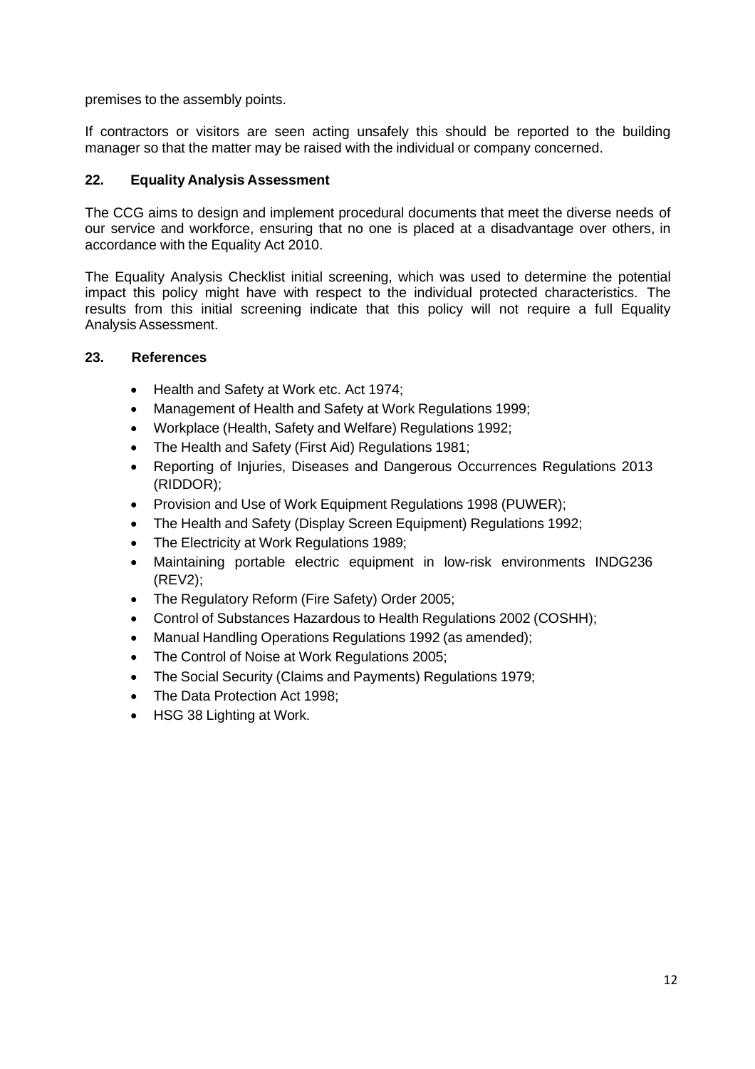premises to the assembly points.

If contractors or visitors are seen acting unsafely this should be reported to the building manager so that the matter may be raised with the individual or company concerned.

## 22. Equality Analysis Assessment

The CCG aims to design and implement procedural documents that meet the diverse needs of our service and workforce, ensuring that no one is placed at a disadvantage over others, in accordance with the Equality Act 2010.

The Equality Analysis Checklist initial screening, which was used to determine the potential impact this policy might have with respect to the individual protected characteristics. The results from this initial screening indicate that this policy will not require a full Equality Analysis Assessment.

## 23. References

- Health and Safety at Work etc. Act 1974;
- Management of Health and Safety at Work Regulations 1999;
- Workplace (Health, Safety and Welfare) Regulations 1992;
- The Health and Safety (First Aid) Regulations 1981;
- Reporting of Injuries, Diseases and Dangerous Occurrences Regulations 2013 (RIDDOR);
- Provision and Use of Work Equipment Regulations 1998 (PUWER);
- The Health and Safety (Display Screen Equipment) Regulations 1992;
- The Electricity at Work Regulations 1989;
- Maintaining portable electric equipment in low-risk environments INDG236 (REV2);
- The Regulatory Reform (Fire Safety) Order 2005;
- Control of Substances Hazardous to Health Regulations 2002 (COSHH);
- Manual Handling Operations Regulations 1992 (as amended);
- The Control of Noise at Work Regulations 2005;
- The Social Security (Claims and Payments) Regulations 1979;
- The Data Protection Act 1998;
- HSG 38 Lighting at Work.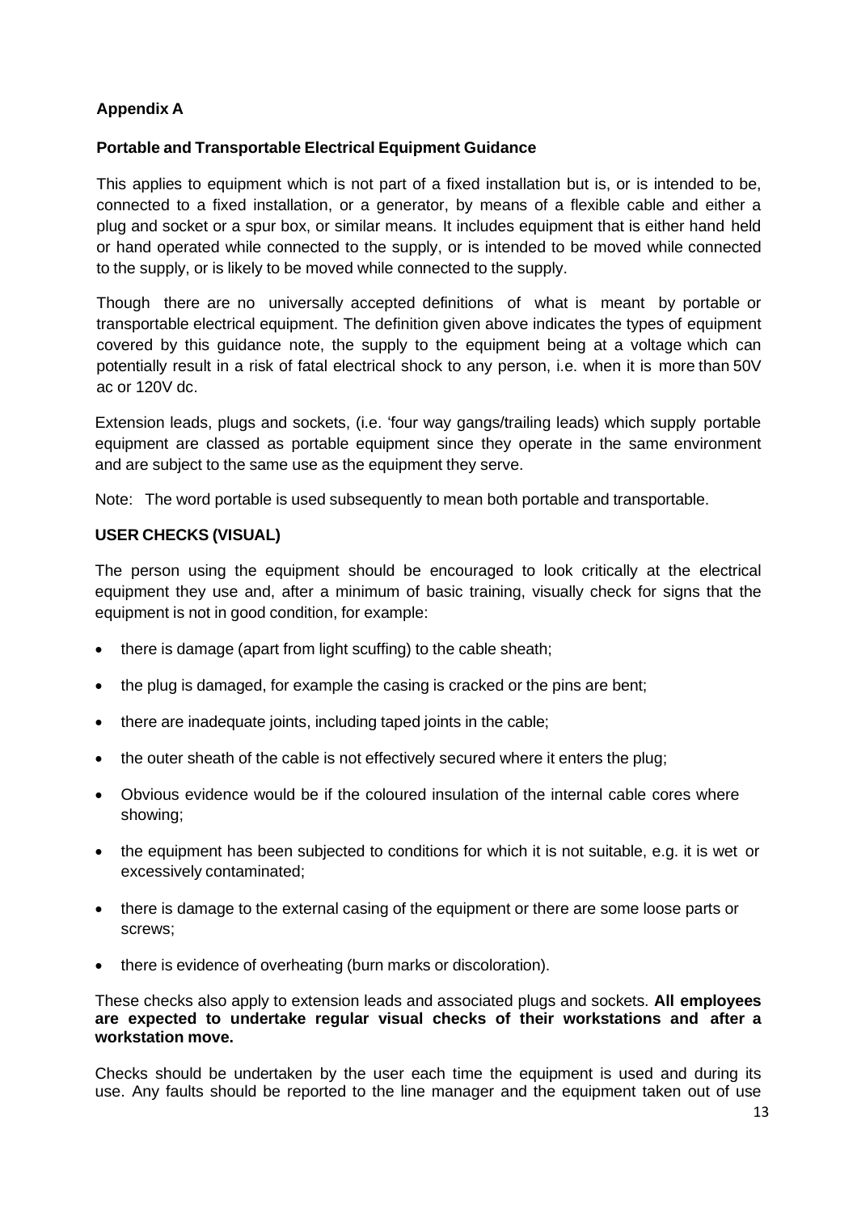**Appendix A**

**Portable and Transportable Electrical Equipment Guidance**

This applies to equipment which is not part of a fixed installation but is, or is intended to be, connected to a fixed installation, or a generator, by means of a flexible cable and either a plug and socket or a spur box, or similar means. It includes equipment that is either hand held or hand operated while connected to the supply, or is intended to be moved while connected to the supply, or is likely to be moved while connected to the supply.

Though there are no universally accepted definitions of what is meant by portable or transportable electrical equipment. The definition given above indicates the types of equipment covered by this guidance note, the supply to the equipment being at a voltage which can potentially result in a risk of fatal electrical shock to any person, i.e. when it is more than 50V ac or 120V dc.

Extension leads, plugs and sockets, (i.e. 'four way gangs/trailing leads) which supply portable equipment are classed as portable equipment since they operate in the same environment and are subject to the same use as the equipment they serve.

Note: The word portable is used subsequently to mean both portable and transportable.

**USER CHECKS (VISUAL)**

The person using the equipment should be encouraged to look critically at the electrical equipment they use and, after a minimum of basic training, visually check for signs that the equipment is not in good condition, for example:

- there is damage (apart from light scuffing) to the cable sheath;
- the plug is damaged, for example the casing is cracked or the pins are bent;
- there are inadequate joints, including taped joints in the cable;
- the outer sheath of the cable is not effectively secured where it enters the plug;
- Obvious evidence would be if the coloured insulation of the internal cable cores where showing;
- the equipment has been subjected to conditions for which it is not suitable, e.g. it is wet or excessively contaminated;
- there is damage to the external casing of the equipment or there are some loose parts or screws;
- there is evidence of overheating (burn marks or discoloration).

These checks also apply to extension leads and associated plugs and sockets. **All employees are expected to undertake regular visual checks of their workstations and after a workstation move.**

Checks should be undertaken by the user each time the equipment is used and during its use. Any faults should be reported to the line manager and the equipment taken out of use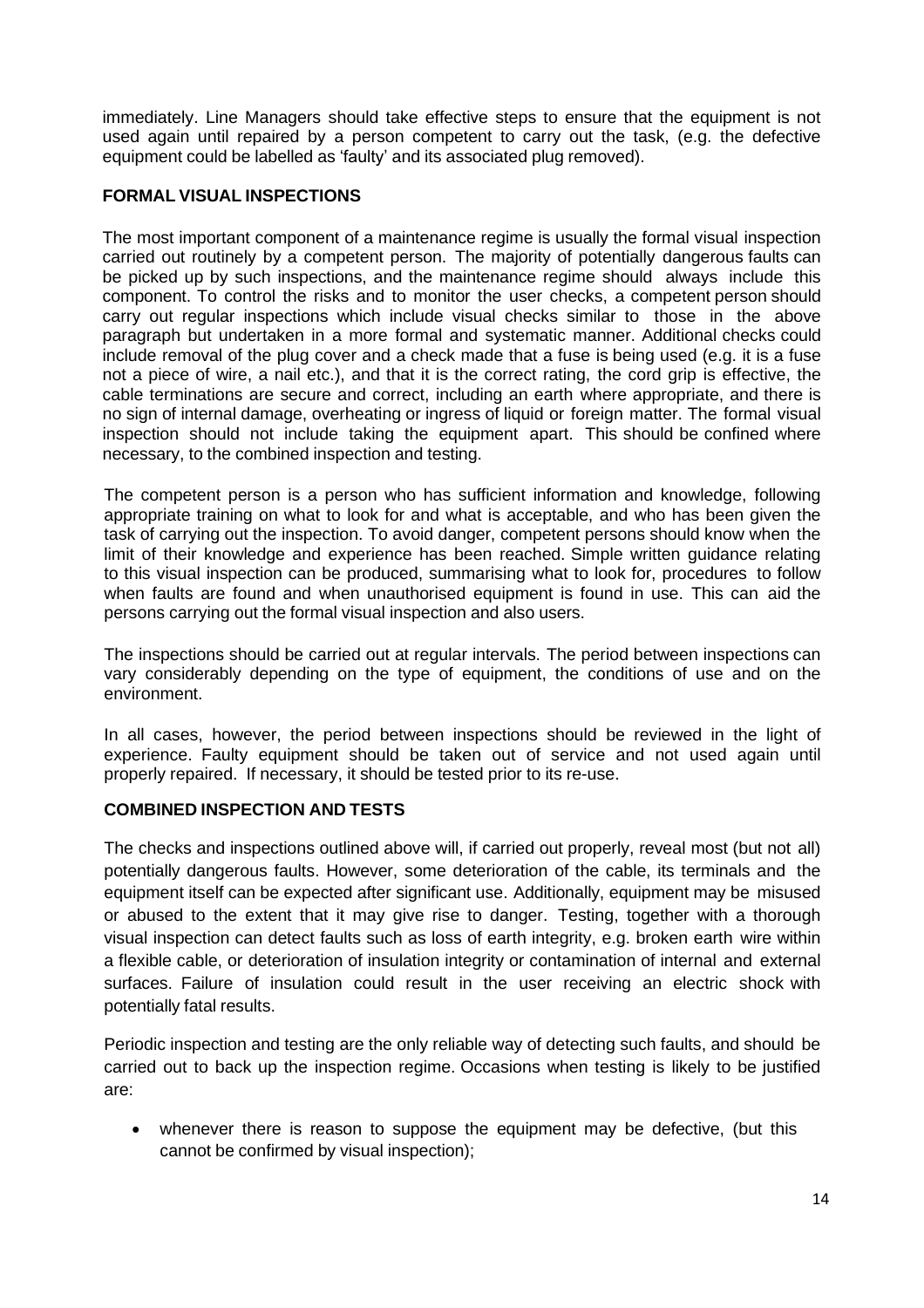immediately. Line Managers should take effective steps to ensure that the equipment is not used again until repaired by a person competent to carry out the task, (e.g. the defective equipment could be labelled as 'faulty' and its associated plug removed).

**FORMAL VISUAL INSPECTIONS**

The most important component of a maintenance regime is usually the formal visual inspection carried out routinely by a competent person. The majority of potentially dangerous faults can be picked up by such inspections, and the maintenance regime should always include this component. To control the risks and to monitor the user checks, a competent person should carry out regular inspections which include visual checks similar to those in the above paragraph but undertaken in a more formal and systematic manner. Additional checks could include removal of the plug cover and a check made that a fuse is being used (e.g. it is a fuse not a piece of wire, a nail etc.), and that it is the correct rating, the cord grip is effective, the cable terminations are secure and correct, including an earth where appropriate, and there is no sign of internal damage, overheating or ingress of liquid or foreign matter. The formal visual inspection should not include taking the equipment apart. This should be confined where necessary, to the combined inspection and testing.

The competent person is a person who has sufficient information and knowledge, following appropriate training on what to look for and what is acceptable, and who has been given the task of carrying out the inspection. To avoid danger, competent persons should know when the limit of their knowledge and experience has been reached. Simple written guidance relating to this visual inspection can be produced, summarising what to look for, procedures to follow when faults are found and when unauthorised equipment is found in use. This can aid the persons carrying out the formal visual inspection and also users.

The inspections should be carried out at regular intervals. The period between inspections can vary considerably depending on the type of equipment, the conditions of use and on the environment.

In all cases, however, the period between inspections should be reviewed in the light of experience. Faulty equipment should be taken out of service and not used again until properly repaired. If necessary, it should be tested prior to its re-use.

**COMBINED INSPECTION AND TESTS**

The checks and inspections outlined above will, if carried out properly, reveal most (but not all) potentially dangerous faults. However, some deterioration of the cable, its terminals and the equipment itself can be expected after significant use. Additionally, equipment may be misused or abused to the extent that it may give rise to danger. Testing, together with a thorough visual inspection can detect faults such as loss of earth integrity, e.g. broken earth wire within a flexible cable, or deterioration of insulation integrity or contamination of internal and external surfaces. Failure of insulation could result in the user receiving an electric shock with potentially fatal results.

Periodic inspection and testing are the only reliable way of detecting such faults, and should be carried out to back up the inspection regime. Occasions when testing is likely to be justified are:

- whenever there is reason to suppose the equipment may be defective, (but this cannot be confirmed by visual inspection);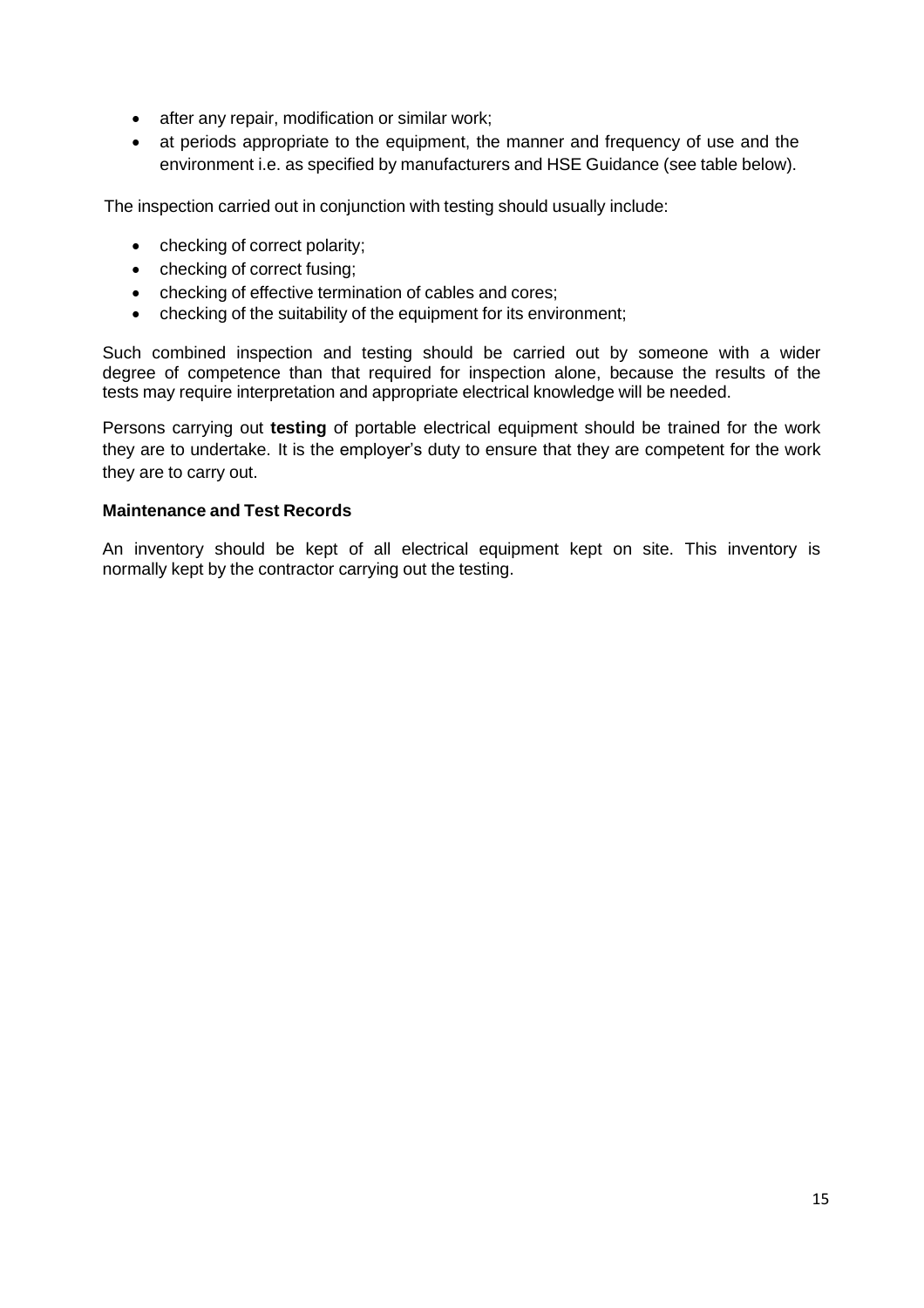- after any repair, modification or similar work;
- at periods appropriate to the equipment, the manner and frequency of use and the environment i.e. as specified by manufacturers and HSE Guidance (see table below).

The inspection carried out in conjunction with testing should usually include:

- checking of correct polarity;
- checking of correct fusing;
- checking of effective termination of cables and cores;
- checking of the suitability of the equipment for its environment;

Such combined inspection and testing should be carried out by someone with a wider degree of competence than that required for inspection alone, because the results of the tests may require interpretation and appropriate electrical knowledge will be needed.

Persons carrying out **testing** of portable electrical equipment should be trained for the work they are to undertake. It is the employer's duty to ensure that they are competent for the work they are to carry out.

**Maintenance and Test Records**

An inventory should be kept of all electrical equipment kept on site. This inventory is normally kept by the contractor carrying out the testing.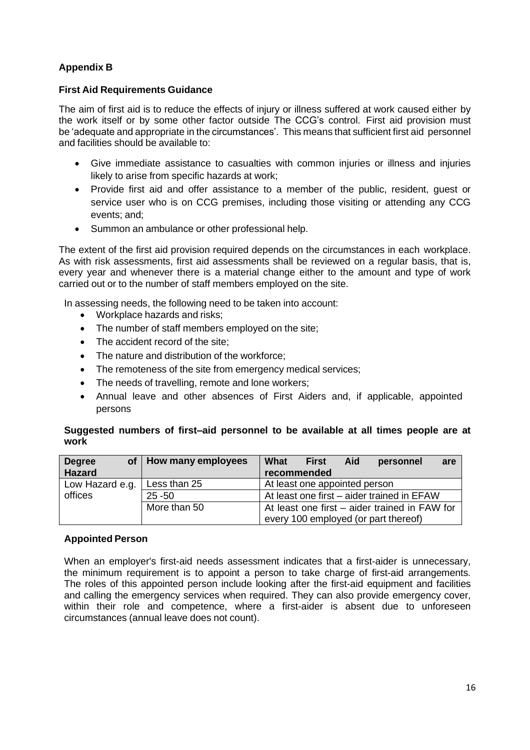## Appendix B

### First Aid Requirements Guidance

The aim of first aid is to reduce the effects of injury or illness suffered at work caused either by the work itself or by some other factor outside The CCG's control. First aid provision must be 'adequate and appropriate in the circumstances'. This means that sufficient first aid personnel and facilities should be available to:

- Give immediate assistance to casualties with common injuries or illness and injuries likely to arise from specific hazards at work;
- Provide first aid and offer assistance to a member of the public, resident, guest or service user who is on CCG premises, including those visiting or attending any CCG events; and;
- Summon an ambulance or other professional help.

The extent of the first aid provision required depends on the circumstances in each workplace. As with risk assessments, first aid assessments shall be reviewed on a regular basis, that is, every year and whenever there is a material change either to the amount and type of work carried out or to the number of staff members employed on the site.

In assessing needs, the following need to be taken into account:

- Workplace hazards and risks;
- The number of staff members employed on the site;
- The accident record of the site;
- The nature and distribution of the workforce;
- The remoteness of the site from emergency medical services;
- The needs of travelling, remote and lone workers;
- Annual leave and other absences of First Aiders and, if applicable, appointed persons

**Suggested numbers of first–aid personnel to be available at all times people are at work**

| Degree of Hazard | How many employees | What First Aid personnel are recommended |
|---|---|---|
| Low Hazard e.g. offices | Less than 25 | At least one appointed person |
| | 25 -50 | At least one first – aider trained in EFAW |
| | More than 50 | At least one first – aider trained in FAW for every 100 employed (or part thereof) |

### Appointed Person

When an employer's first-aid needs assessment indicates that a first-aider is unnecessary, the minimum requirement is to appoint a person to take charge of first-aid arrangements. The roles of this appointed person include looking after the first-aid equipment and facilities and calling the emergency services when required. They can also provide emergency cover, within their role and competence, where a first-aider is absent due to unforeseen circumstances (annual leave does not count).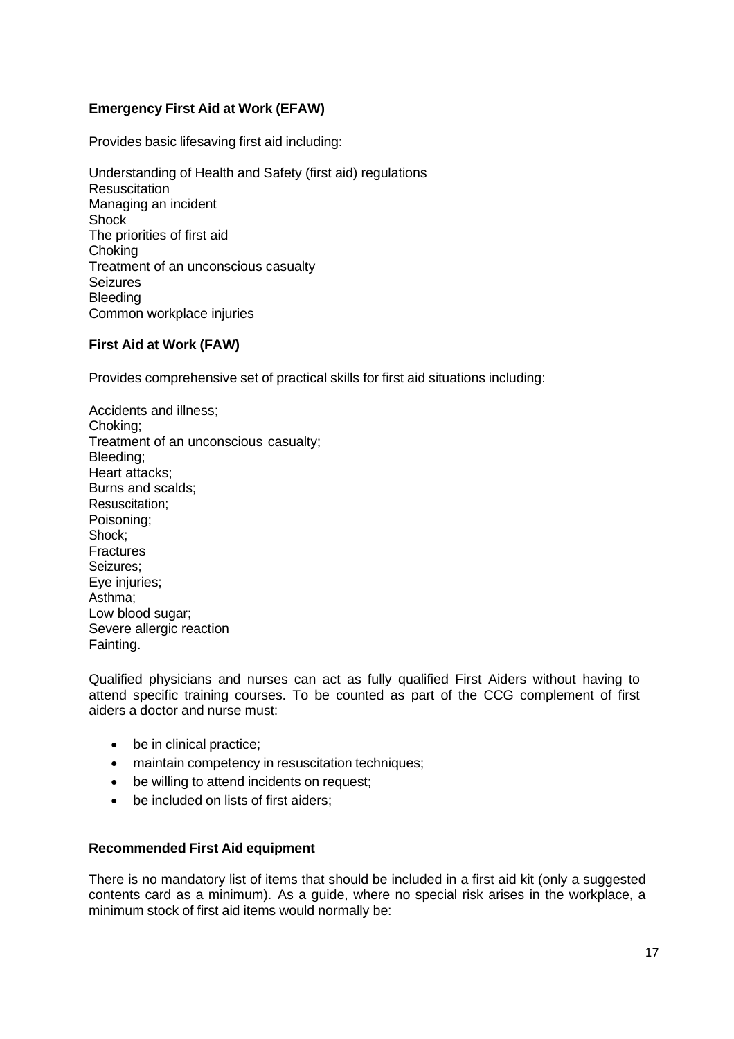**Emergency First Aid at Work (EFAW)**

Provides basic lifesaving first aid including:

Understanding of Health and Safety (first aid) regulations
Resuscitation
Managing an incident
Shock
The priorities of first aid
Choking
Treatment of an unconscious casualty
Seizures
Bleeding
Common workplace injuries

**First Aid at Work (FAW)**

Provides comprehensive set of practical skills for first aid situations including:

Accidents and illness;
Choking;
Treatment of an unconscious casualty;
Bleeding;
Heart attacks;
Burns and scalds;
Resuscitation;
Poisoning;
Shock;
Fractures
Seizures;
Eye injuries;
Asthma;
Low blood sugar;
Severe allergic reaction
Fainting.

Qualified physicians and nurses can act as fully qualified First Aiders without having to attend specific training courses. To be counted as part of the CCG complement of first aiders a doctor and nurse must:

- be in clinical practice;
- maintain competency in resuscitation techniques;
- be willing to attend incidents on request;
- be included on lists of first aiders;

**Recommended First Aid equipment**

There is no mandatory list of items that should be included in a first aid kit (only a suggested contents card as a minimum). As a guide, where no special risk arises in the workplace, a minimum stock of first aid items would normally be: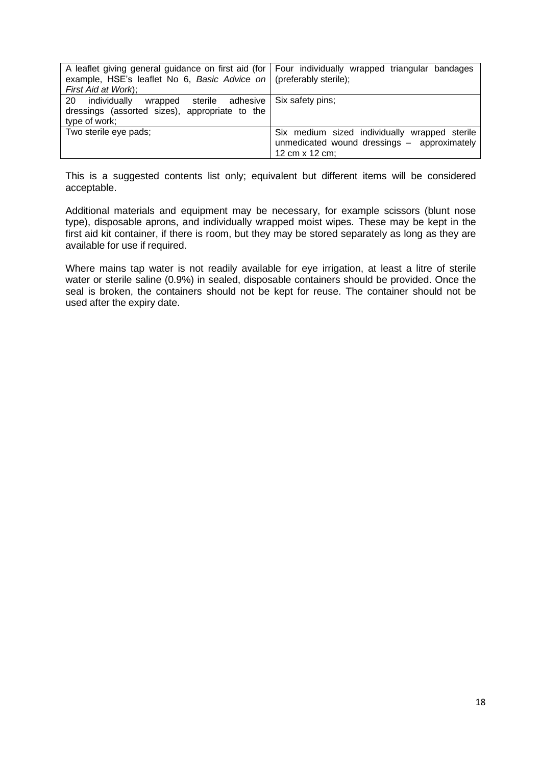| | |
|---|---|
| A leaflet giving general guidance on first aid (for example, HSE's leaflet No 6, *Basic Advice on First Aid at Work*); | Four individually wrapped triangular bandages (preferably sterile); |
| 20 individually wrapped sterile adhesive dressings (assorted sizes), appropriate to the type of work; | Six safety pins; |
| Two sterile eye pads; | Six medium sized individually wrapped sterile unmedicated wound dressings – approximately 12 cm x 12 cm; |

This is a suggested contents list only; equivalent but different items will be considered acceptable.

Additional materials and equipment may be necessary, for example scissors (blunt nose type), disposable aprons, and individually wrapped moist wipes. These may be kept in the first aid kit container, if there is room, but they may be stored separately as long as they are available for use if required.

Where mains tap water is not readily available for eye irrigation, at least a litre of sterile water or sterile saline (0.9%) in sealed, disposable containers should be provided. Once the seal is broken, the containers should not be kept for reuse. The container should not be used after the expiry date.